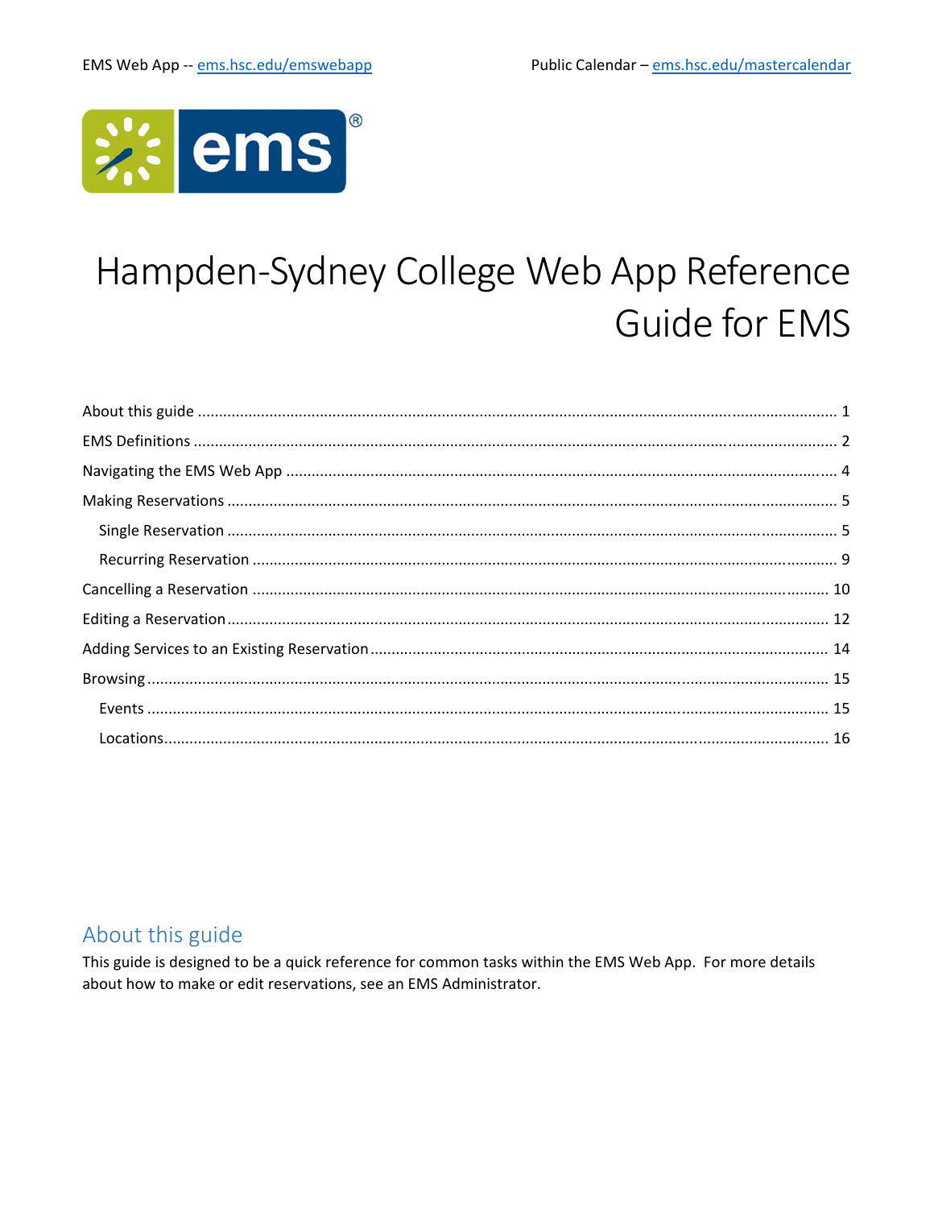EMS Web App -- ems.hsc.edu/emswebapp

Public Calendar – ems.hsc.edu/mastercalendar

# Hampden-Sydney College Web App Reference Guide for EMS

About this guide ........................................................ 1

EMS Definitions ........................................................ 2

Navigating the EMS Web App ........................................................ 4

Making Reservations ........................................................ 5

- Single Reservation ........................................................ 5
- Recurring Reservation ........................................................ 9

Cancelling a Reservation ........................................................ 10

Editing a Reservation ........................................................ 12

Adding Services to an Existing Reservation ........................................................ 14

Browsing ........................................................ 15

- Events ........................................................ 15
- Locations ........................................................ 16

## About this guide

This guide is designed to be a quick reference for common tasks within the EMS Web App. For more details about how to make or edit reservations, see an EMS Administrator.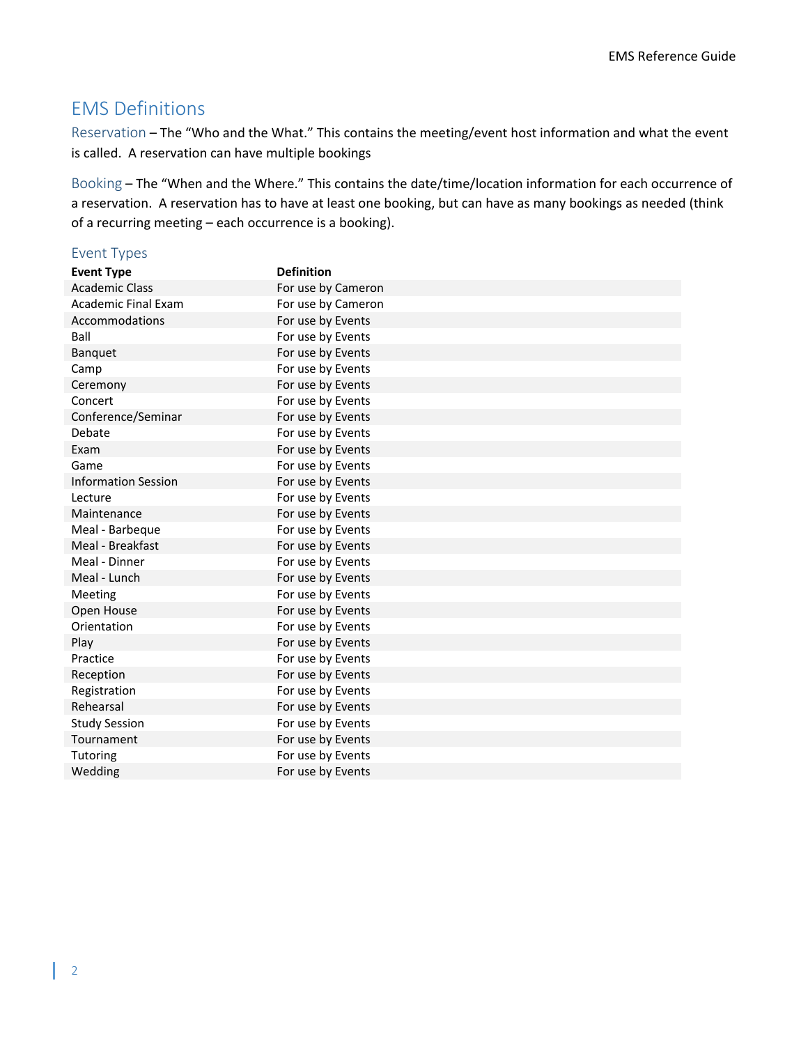# EMS Definitions

**Reservation** – The "Who and the What." This contains the meeting/event host information and what the event is called. A reservation can have multiple bookings

**Booking** – The "When and the Where." This contains the date/time/location information for each occurrence of a reservation. A reservation has to have at least one booking, but can have as many bookings as needed (think of a recurring meeting – each occurrence is a booking).

## Event Types

| Event Type | Definition |
|---|---|
| Academic Class | For use by Cameron |
| Academic Final Exam | For use by Cameron |
| Accommodations | For use by Events |
| Ball | For use by Events |
| Banquet | For use by Events |
| Camp | For use by Events |
| Ceremony | For use by Events |
| Concert | For use by Events |
| Conference/Seminar | For use by Events |
| Debate | For use by Events |
| Exam | For use by Events |
| Game | For use by Events |
| Information Session | For use by Events |
| Lecture | For use by Events |
| Maintenance | For use by Events |
| Meal - Barbeque | For use by Events |
| Meal - Breakfast | For use by Events |
| Meal - Dinner | For use by Events |
| Meal - Lunch | For use by Events |
| Meeting | For use by Events |
| Open House | For use by Events |
| Orientation | For use by Events |
| Play | For use by Events |
| Practice | For use by Events |
| Reception | For use by Events |
| Registration | For use by Events |
| Rehearsal | For use by Events |
| Study Session | For use by Events |
| Tournament | For use by Events |
| Tutoring | For use by Events |
| Wedding | For use by Events |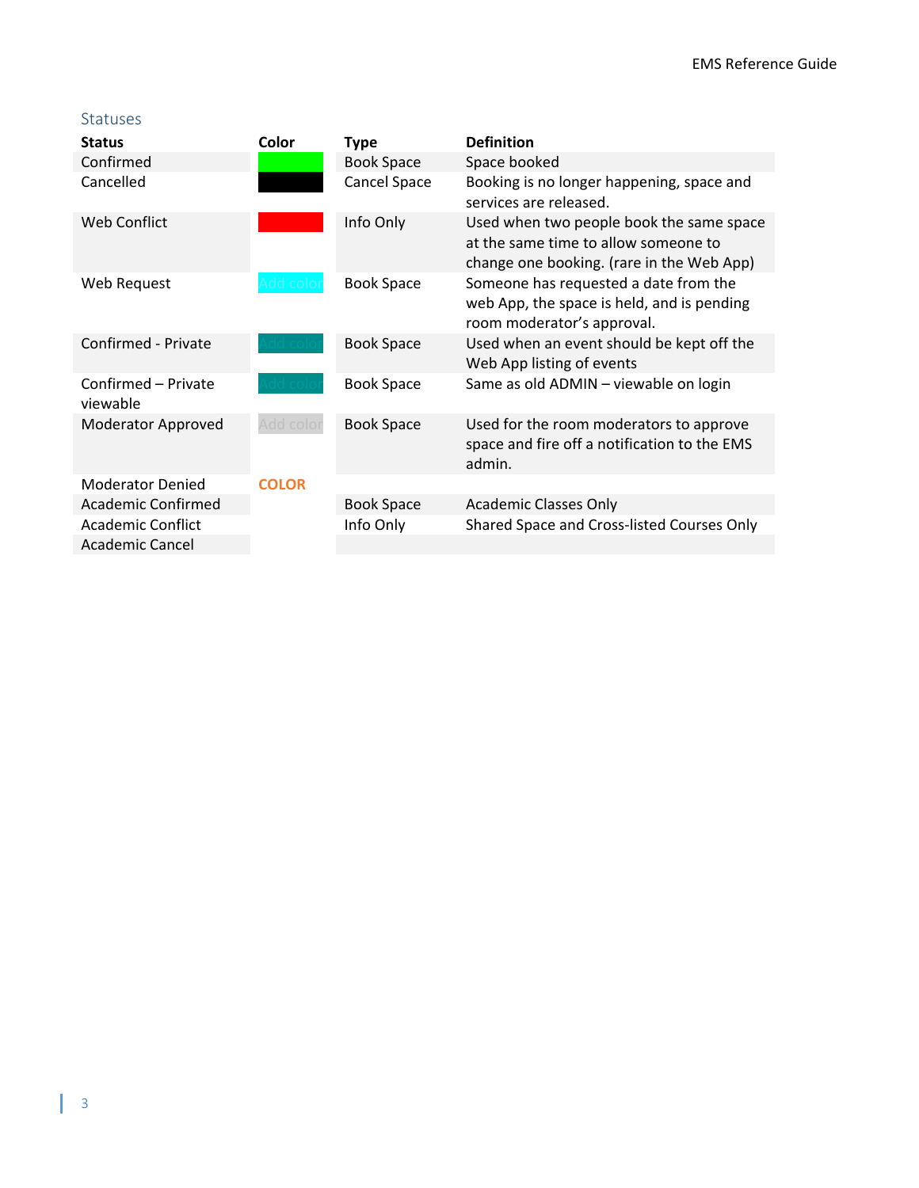## Statuses

| Status | Color | Type | Definition |
|---|---|---|---|
| Confirmed | | Book Space | Space booked |
| Cancelled | | Cancel Space | Booking is no longer happening, space and services are released. |
| Web Conflict | | Info Only | Used when two people book the same space at the same time to allow someone to change one booking. (rare in the Web App) |
| Web Request | Add color | Book Space | Someone has requested a date from the web App, the space is held, and is pending room moderator's approval. |
| Confirmed - Private | Add color | Book Space | Used when an event should be kept off the Web App listing of events |
| Confirmed – Private viewable | Add color | Book Space | Same as old ADMIN – viewable on login |
| Moderator Approved | Add color | Book Space | Used for the room moderators to approve space and fire off a notification to the EMS admin. |
| Moderator Denied | COLOR | | |
| Academic Confirmed | | Book Space | Academic Classes Only |
| Academic Conflict | | Info Only | Shared Space and Cross-listed Courses Only |
| Academic Cancel | | | |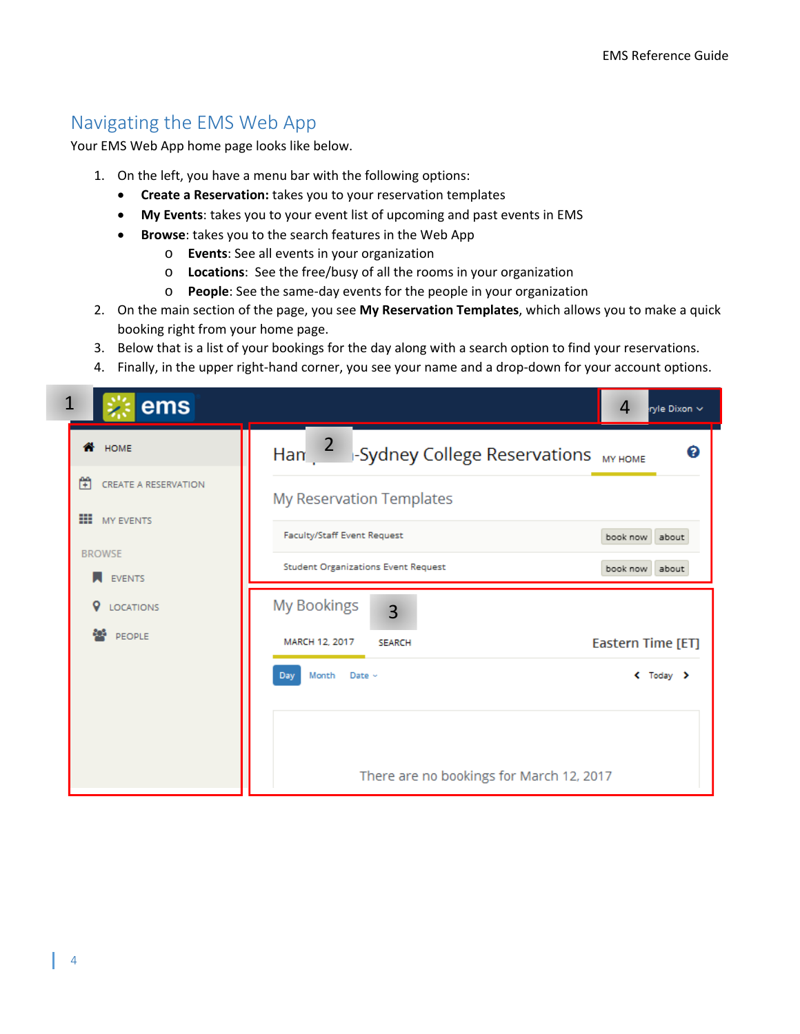## Navigating the EMS Web App

Your EMS Web App home page looks like below.

1. On the left, you have a menu bar with the following options:
   - **Create a Reservation:** takes you to your reservation templates
   - **My Events**: takes you to your event list of upcoming and past events in EMS
   - **Browse**: takes you to the search features in the Web App
     - **Events**: See all events in your organization
     - **Locations**: See the free/busy of all the rooms in your organization
     - **People**: See the same-day events for the people in your organization
2. On the main section of the page, you see **My Reservation Templates**, which allows you to make a quick booking right from your home page.
3. Below that is a list of your bookings for the day along with a search option to find your reservations.
4. Finally, in the upper right-hand corner, you see your name and a drop-down for your account options.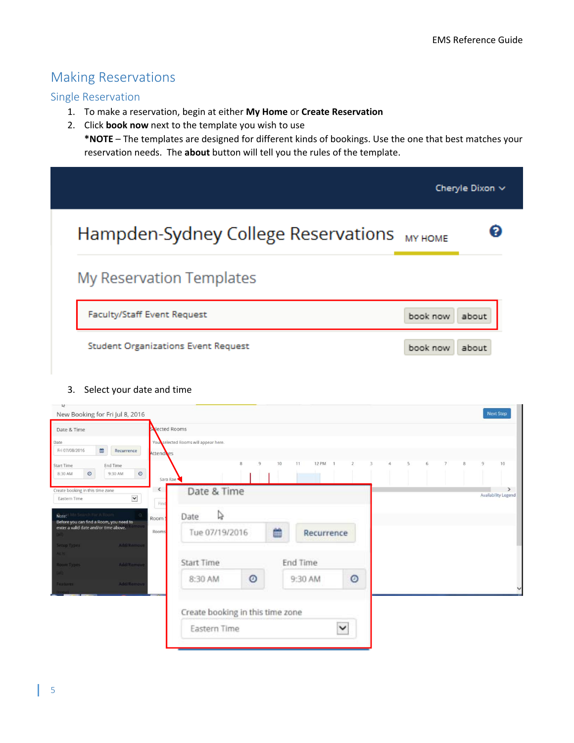# Making Reservations

## Single Reservation

1. To make a reservation, begin at either **My Home** or **Create Reservation**
2. Click **book now** next to the template you wish to use
   ***NOTE** – The templates are designed for different kinds of bookings. Use the one that best matches your reservation needs. The **about** button will tell you the rules of the template.

3. Select your date and time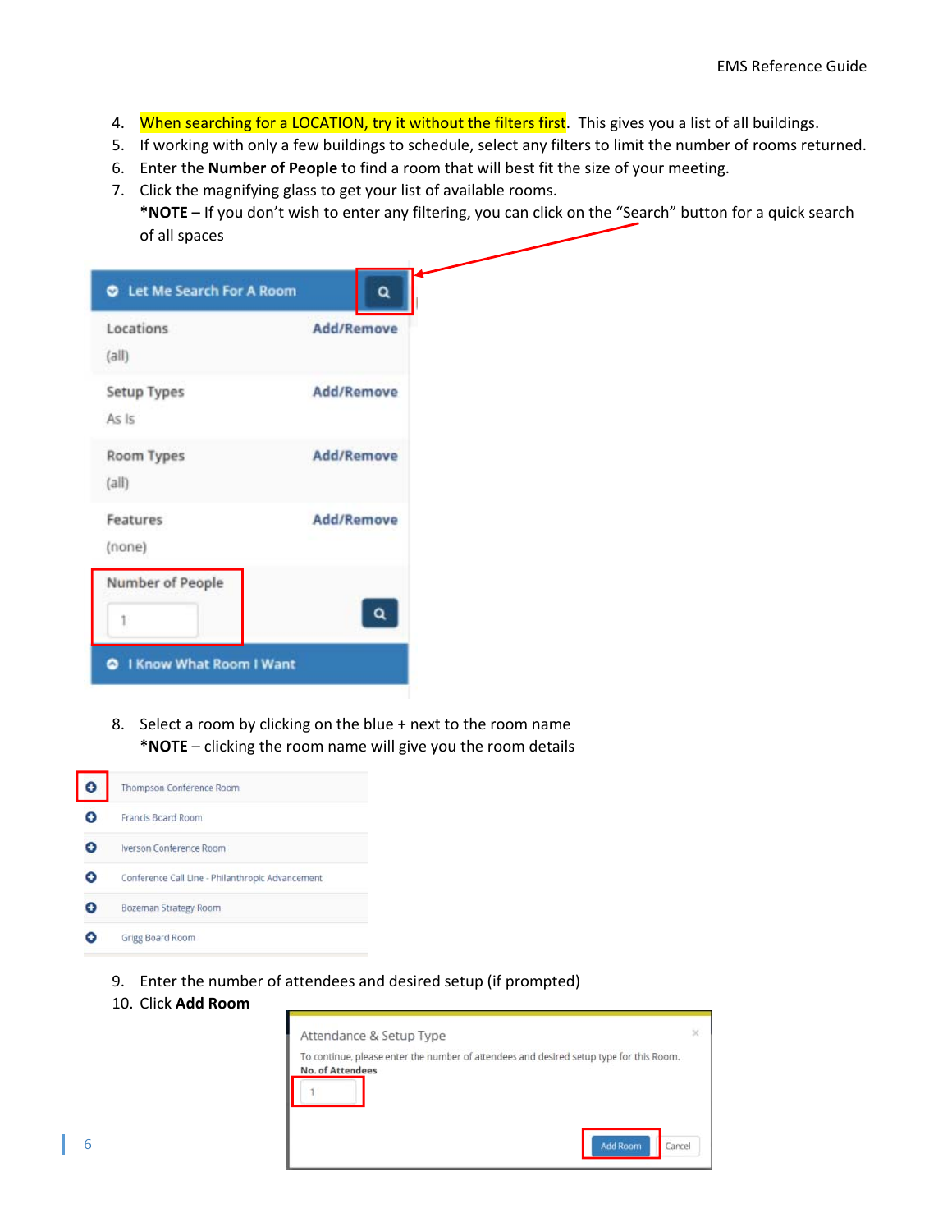4. When searching for a LOCATION, try it without the filters first. This gives you a list of all buildings.
5. If working with only a few buildings to schedule, select any filters to limit the number of rooms returned.
6. Enter the **Number of People** to find a room that will best fit the size of your meeting.
7. Click the magnifying glass to get your list of available rooms.
   ***NOTE** – If you don't wish to enter any filtering, you can click on the "Search" button for a quick search of all spaces

8. Select a room by clicking on the blue + next to the room name
   ***NOTE** – clicking the room name will give you the room details

9. Enter the number of attendees and desired setup (if prompted)
10. Click **Add Room**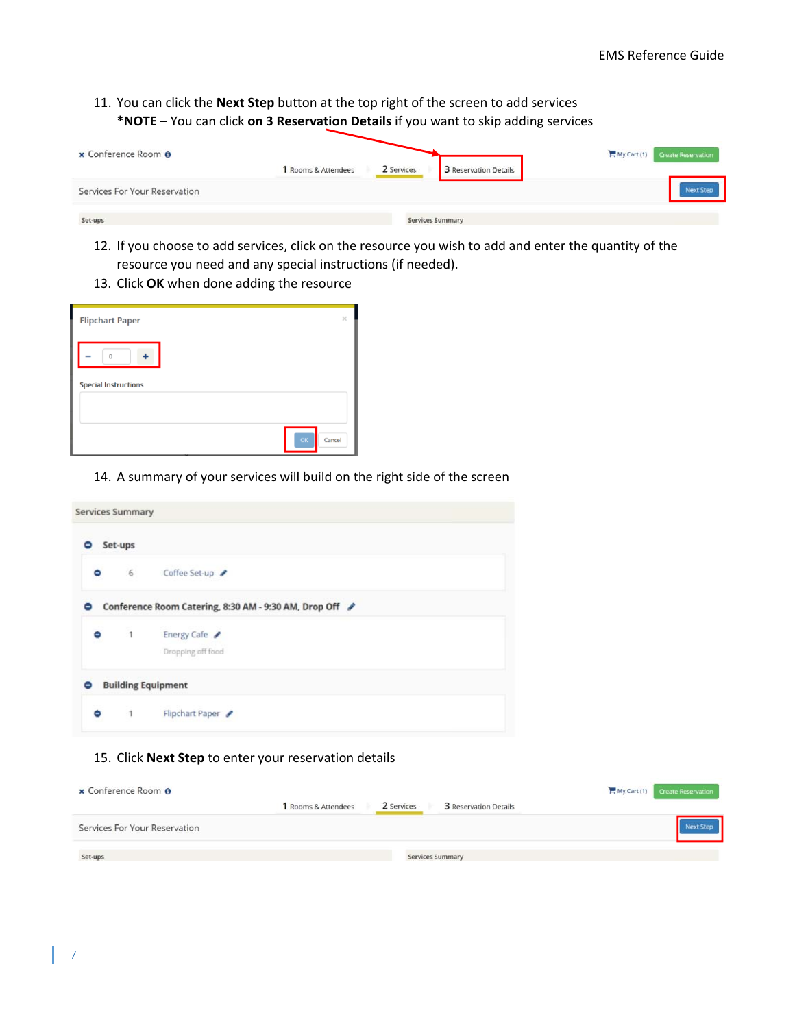11. You can click the **Next Step** button at the top right of the screen to add services
    ***NOTE** – You can click **on 3 Reservation Details** if you want to skip adding services

12. If you choose to add services, click on the resource you wish to add and enter the quantity of the resource you need and any special instructions (if needed).
13. Click **OK** when done adding the resource

14. A summary of your services will build on the right side of the screen

15. Click **Next Step** to enter your reservation details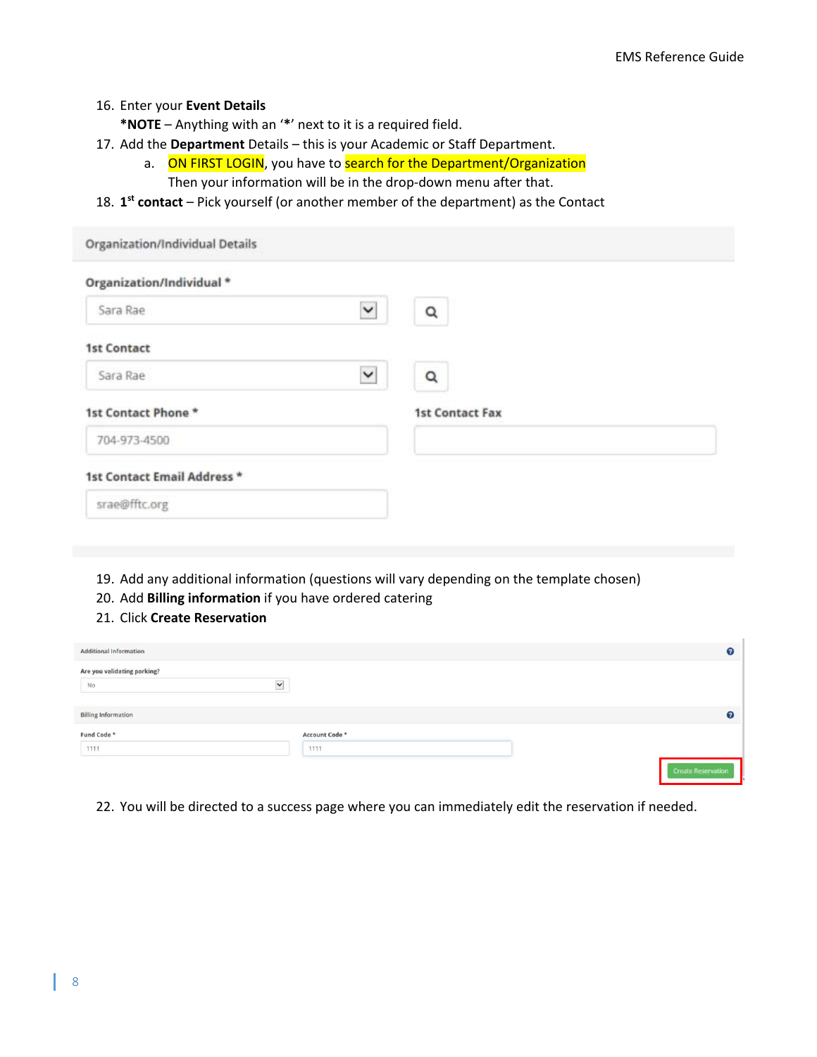16. Enter your **Event Details**

    ***NOTE** – Anything with an '*' next to it is a required field.

17. Add the **Department** Details – this is your Academic or Staff Department.

    a. ON FIRST LOGIN, you have to search for the Department/Organization

       Then your information will be in the drop-down menu after that.

18. **1st contact** – Pick yourself (or another member of the department) as the Contact

Organization/Individual Details

Organization/Individual *

Sara Rae

1st Contact

Sara Rae

1st Contact Phone *

704-973-4500

1st Contact Fax

1st Contact Email Address *

srae@fftc.org

19. Add any additional information (questions will vary depending on the template chosen)
20. Add **Billing information** if you have ordered catering
21. Click **Create Reservation**

Additional Information

Are you validating parking?

No

Billing Information

Fund Code *

1111

Account Code *

1111

Create Reservation

22. You will be directed to a success page where you can immediately edit the reservation if needed.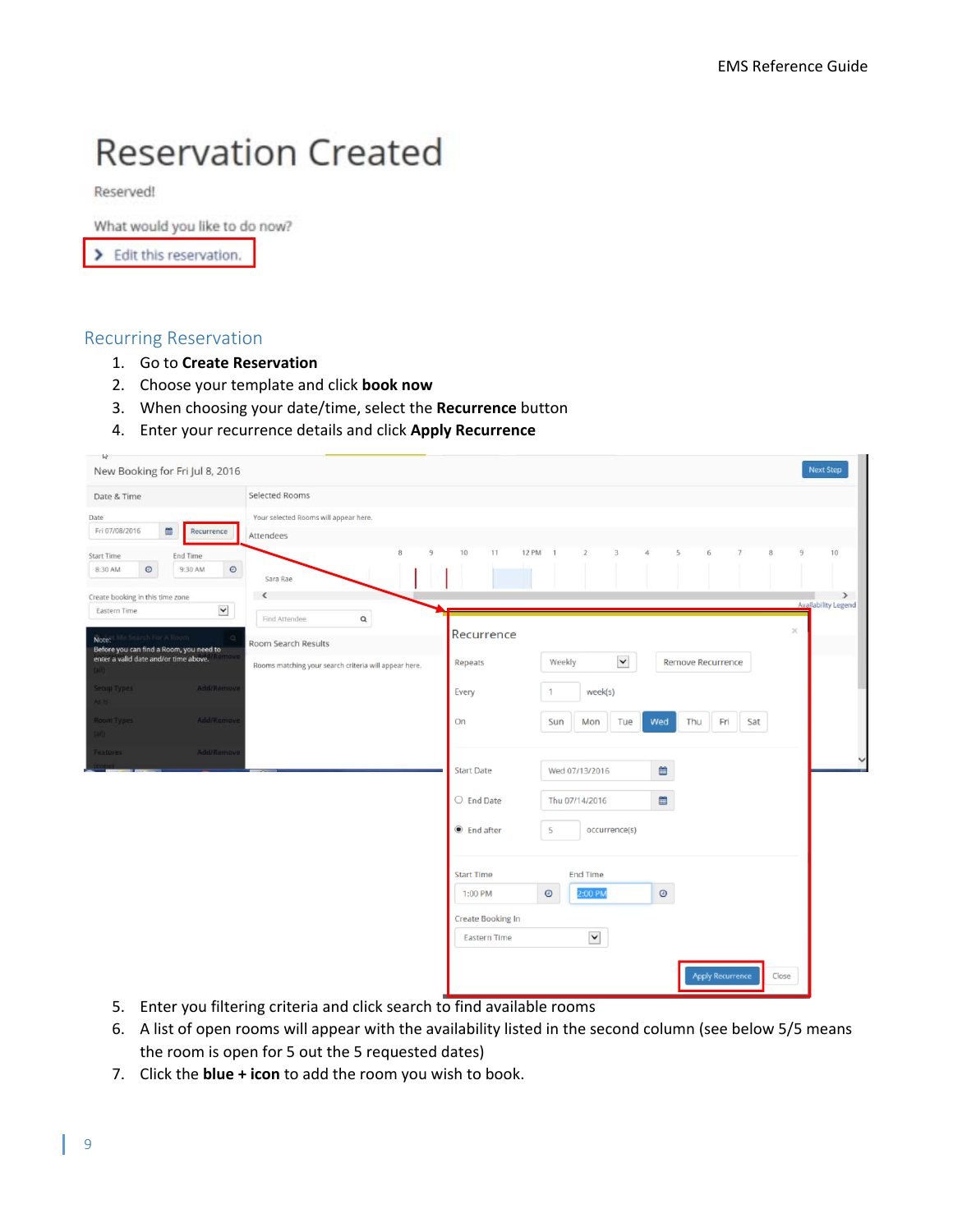Reservation Created

Reserved!

What would you like to do now?

> Edit this reservation.

## Recurring Reservation

1. Go to **Create Reservation**
2. Choose your template and click **book now**
3. When choosing your date/time, select the **Recurrence** button
4. Enter your recurrence details and click **Apply Recurrence**

5. Enter you filtering criteria and click search to find available rooms
6. A list of open rooms will appear with the availability listed in the second column (see below 5/5 means the room is open for 5 out the 5 requested dates)
7. Click the **blue + icon** to add the room you wish to book.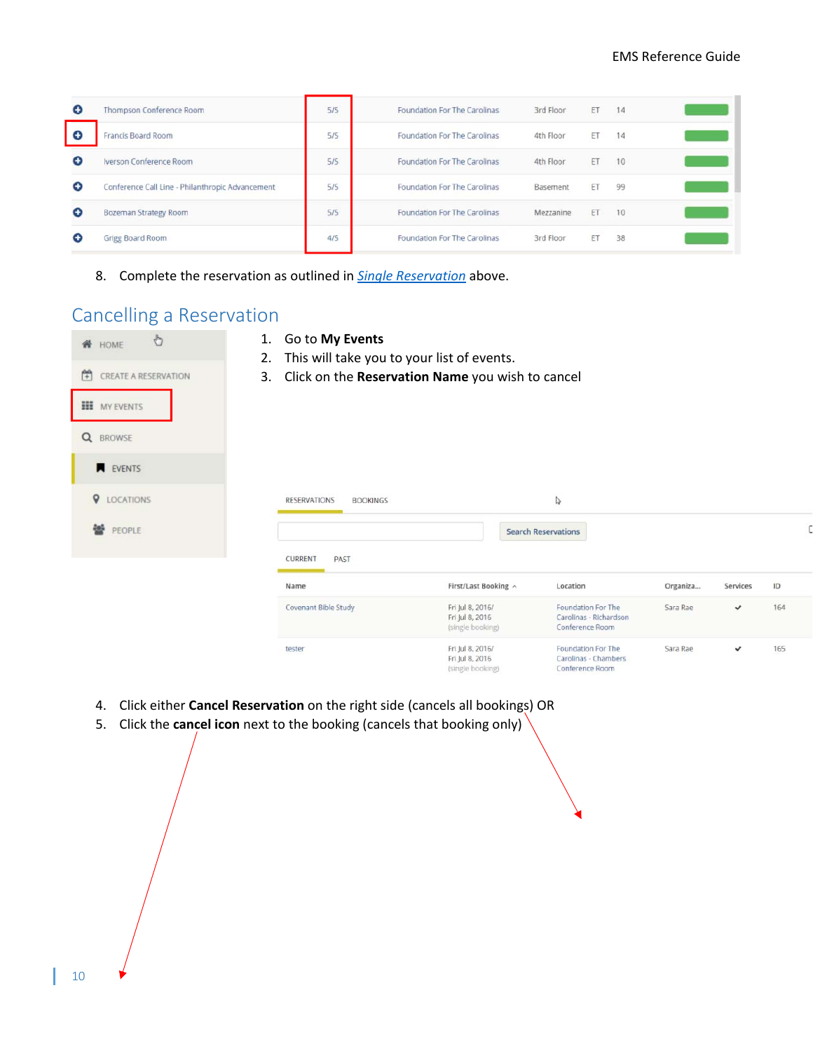| | Thompson Conference Room | 5/5 | Foundation For The Carolinas | 3rd Floor | ET | 14 |
|---|---|---|---|---|---|---|
| | Francis Board Room | 5/5 | Foundation For The Carolinas | 4th Floor | ET | 14 |
| | Iverson Conference Room | 5/5 | Foundation For The Carolinas | 4th Floor | ET | 10 |
| | Conference Call Line - Philanthropic Advancement | 5/5 | Foundation For The Carolinas | Basement | ET | 99 |
| | Bozeman Strategy Room | 5/5 | Foundation For The Carolinas | Mezzanine | ET | 10 |
| | Grigg Board Room | 4/5 | Foundation For The Carolinas | 3rd Floor | ET | 38 |

8. Complete the reservation as outlined in *Single Reservation* above.

## Cancelling a Reservation

HOME
CREATE A RESERVATION
MY EVENTS
BROWSE
EVENTS
LOCATIONS
PEOPLE

1. Go to **My Events**
2. This will take you to your list of events.
3. Click on the **Reservation Name** you wish to cancel

RESERVATIONS BOOKINGS

Search Reservations

CURRENT PAST

| Name | First/Last Booking | Location | Organiza... | Services | ID |
|---|---|---|---|---|---|
| Covenant Bible Study | Fri Jul 8, 2016/ Fri Jul 8, 2016 (single booking) | Foundation For The Carolinas - Richardson Conference Room | Sara Rae | ✔ | 164 |
| tester | Fri Jul 8, 2016/ Fri Jul 8, 2016 (single booking) | Foundation For The Carolinas - Chambers Conference Room | Sara Rae | ✔ | 165 |

4. Click either **Cancel Reservation** on the right side (cancels all bookings) OR
5. Click the **cancel icon** next to the booking (cancels that booking only)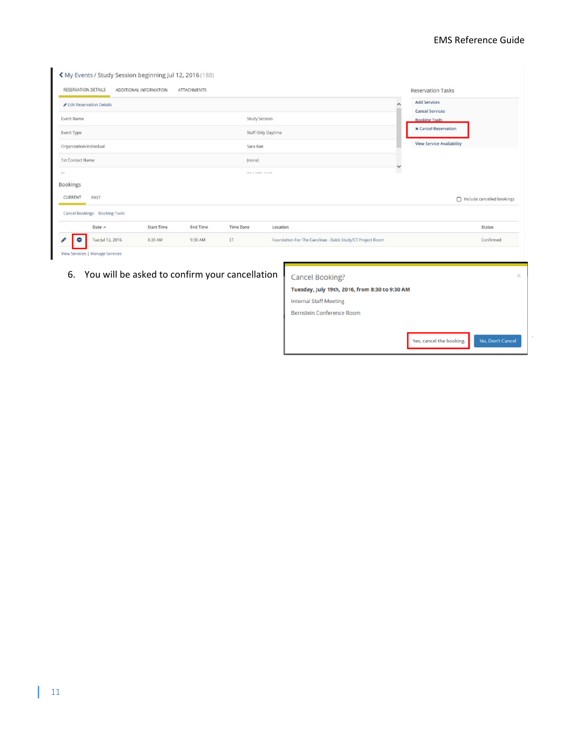6. You will be asked to confirm your cancellation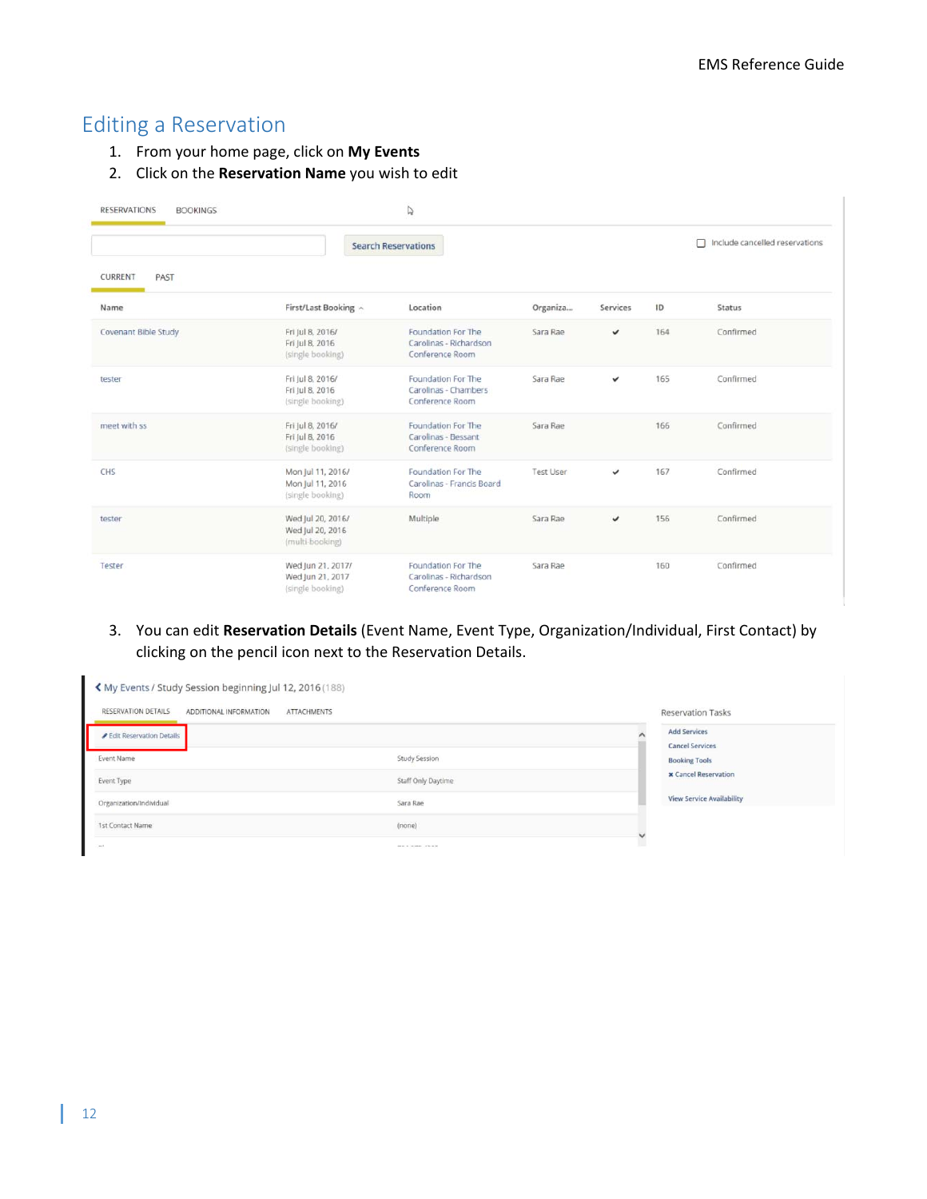# Editing a Reservation

1. From your home page, click on **My Events**
2. Click on the **Reservation Name** you wish to edit

RESERVATIONS BOOKINGS

Search Reservations

Include cancelled reservations

CURRENT PAST

| Name | First/Last Booking | Location | Organiza... | Services | ID | Status |
|---|---|---|---|---|---|---|
| Covenant Bible Study | Fri Jul 8, 2016/ Fri Jul 8, 2016 (single booking) | Foundation For The Carolinas - Richardson Conference Room | Sara Rae | ✔ | 164 | Confirmed |
| tester | Fri Jul 8, 2016/ Fri Jul 8, 2016 (single booking) | Foundation For The Carolinas - Chambers Conference Room | Sara Rae | ✔ | 165 | Confirmed |
| meet with ss | Fri Jul 8, 2016/ Fri Jul 8, 2016 (single booking) | Foundation For The Carolinas - Bessant Conference Room | Sara Rae | | 166 | Confirmed |
| CHS | Mon Jul 11, 2016/ Mon Jul 11, 2016 (single booking) | Foundation For The Carolinas - Francis Board Room | Test User | ✔ | 167 | Confirmed |
| tester | Wed Jul 20, 2016/ Wed Jul 20, 2016 (multi-booking) | Multiple | Sara Rae | ✔ | 156 | Confirmed |
| Tester | Wed Jun 21, 2017/ Wed Jun 21, 2017 (single booking) | Foundation For The Carolinas - Richardson Conference Room | Sara Rae | | 160 | Confirmed |

3. You can edit **Reservation Details** (Event Name, Event Type, Organization/Individual, First Contact) by clicking on the pencil icon next to the Reservation Details.

My Events / Study Session beginning Jul 12, 2016 (188)

RESERVATION DETAILS ADDITIONAL INFORMATION ATTACHMENTS

Edit Reservation Details

| | |
|---|---|
| Event Name | Study Session |
| Event Type | Staff Only Daytime |
| Organization/Individual | Sara Rae |
| 1st Contact Name | (none) |

Reservation Tasks

- Add Services
- Cancel Services
- Booking Tools
- Cancel Reservation
- View Service Availability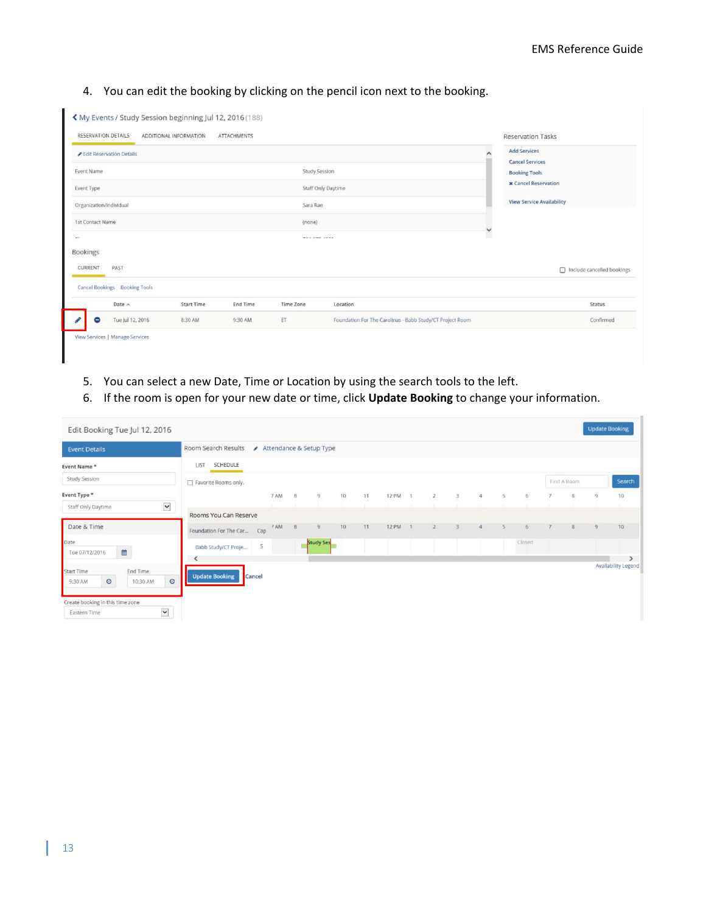4. You can edit the booking by clicking on the pencil icon next to the booking.

5. You can select a new Date, Time or Location by using the search tools to the left.
6. If the room is open for your new date or time, click **Update Booking** to change your information.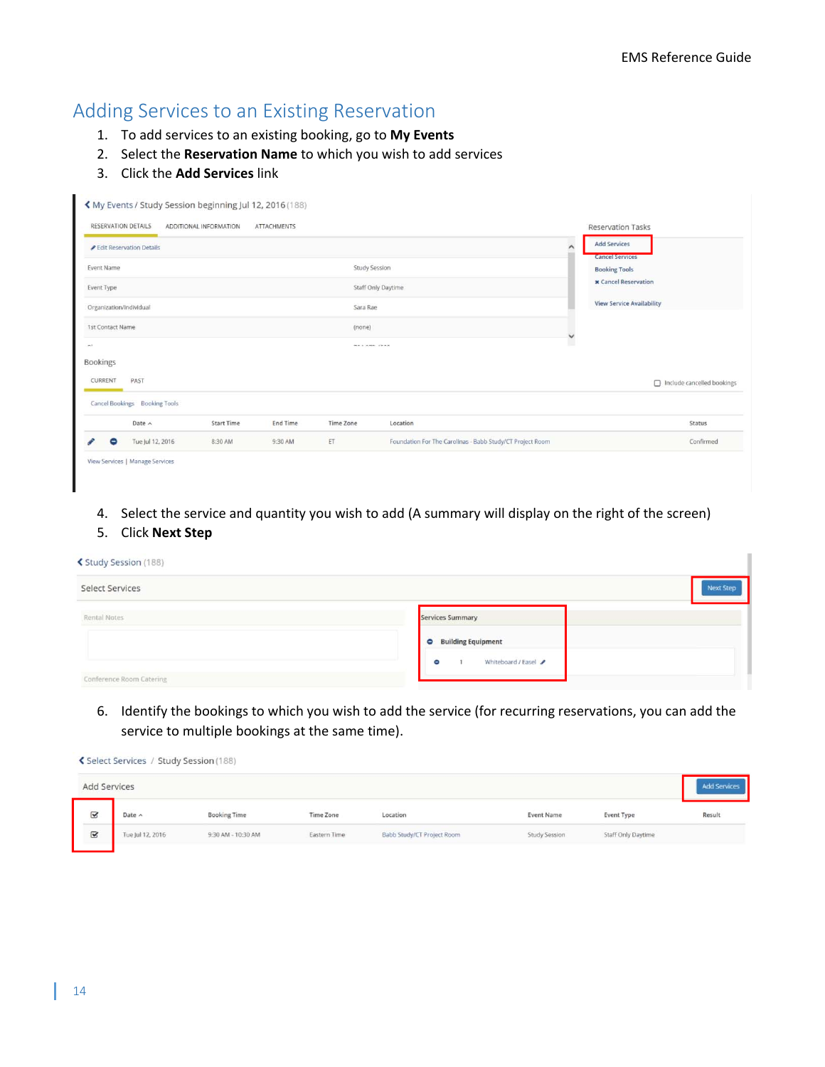## Adding Services to an Existing Reservation

1. To add services to an existing booking, go to **My Events**
2. Select the **Reservation Name** to which you wish to add services
3. Click the **Add Services** link

4. Select the service and quantity you wish to add (A summary will display on the right of the screen)
5. Click **Next Step**

6. Identify the bookings to which you wish to add the service (for recurring reservations, you can add the service to multiple bookings at the same time).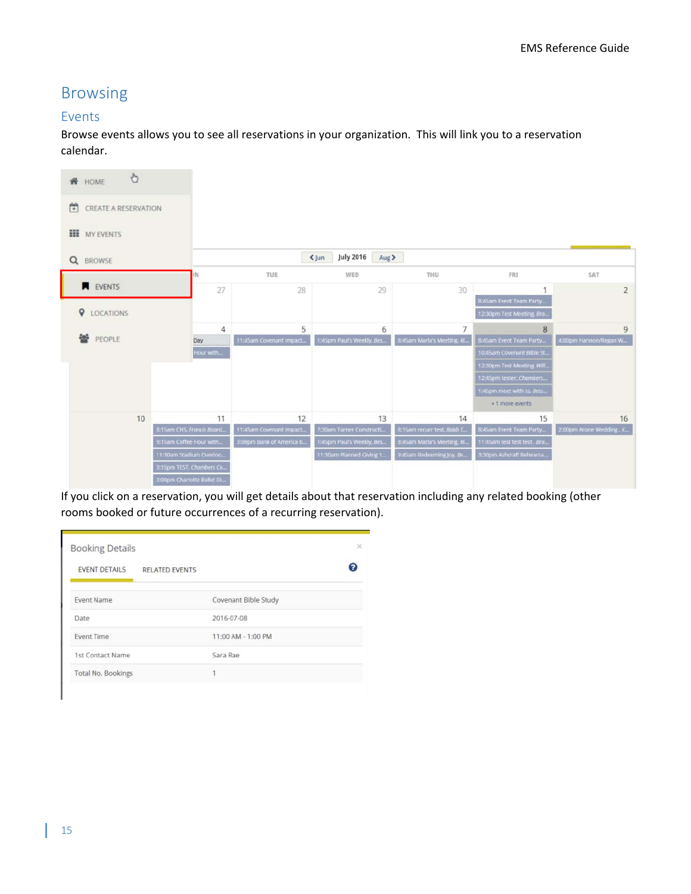# Browsing

## Events

Browse events allows you to see all reservations in your organization. This will link you to a reservation calendar.

If you click on a reservation, you will get details about that reservation including any related booking (other rooms booked or future occurrences of a recurring reservation).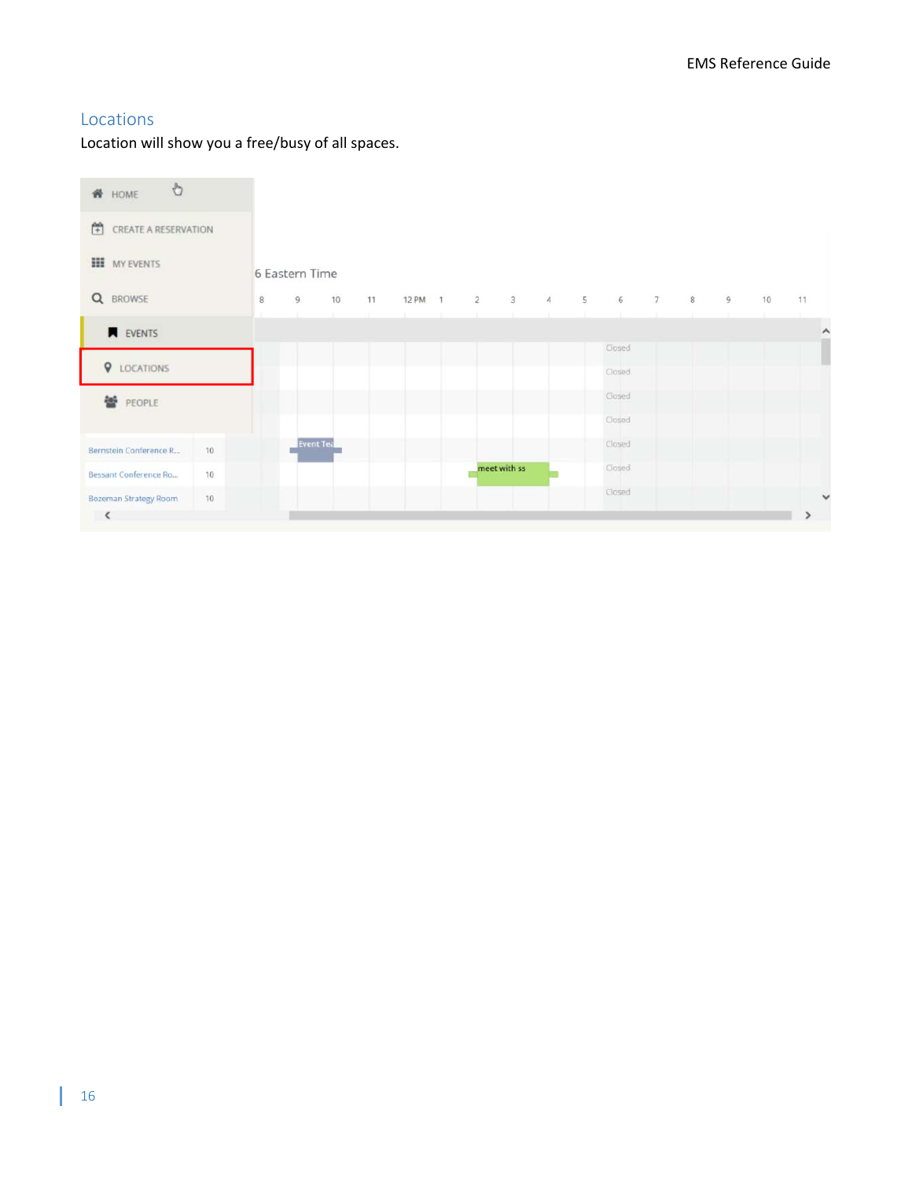## Locations

Location will show you a free/busy of all spaces.